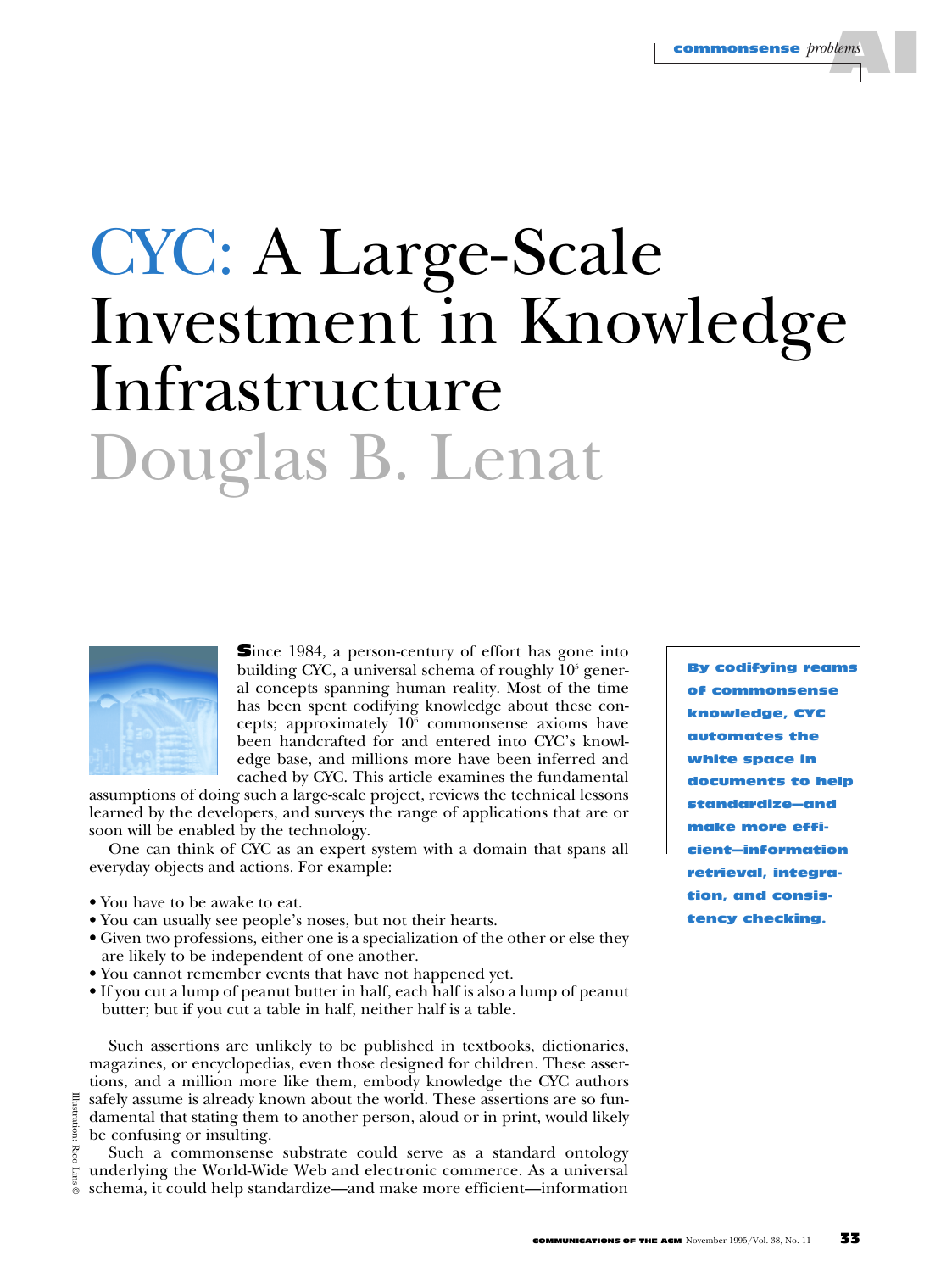# CYC: A Large-Scale Investment in Knowledge Infrastructure

Douglas B. Lenat

Since 1984, a person-century of effort has gone into building CYC, a universal schema of roughly $10^5$ general concepts spanning human reality. Most of the time has been spent codifying knowledge about these concepts; approximately $10^6$ commonsense axioms have been handcrafted for and entered into CYC's knowledge base, and millions more have been inferred and cached by CYC. This article examines the fundamental assumptions of doing such a large-scale project, reviews the technical lessons learned by the developers, and surveys the range of applications that are or soon will be enabled by the technology.

**By codifying reams of commonsense knowledge, CYC automates the white space in documents to help standardize—and make more efficient—information retrieval, integration, and consistency checking.**

One can think of CYC as an expert system with a domain that spans all everyday objects and actions. For example:

- You have to be awake to eat.
- You can usually see people's noses, but not their hearts.
- Given two professions, either one is a specialization of the other or else they are likely to be independent of one another.
- You cannot remember events that have not happened yet.
- If you cut a lump of peanut butter in half, each half is also a lump of peanut butter; but if you cut a table in half, neither half is a table.

Such assertions are unlikely to be published in textbooks, dictionaries, magazines, or encyclopedias, even those designed for children. These assertions, and a million more like them, embody knowledge the CYC authors safely assume is already known about the world. These assertions are so fundamental that stating them to another person, aloud or in print, would likely be confusing or insulting.

Such a commonsense substrate could serve as a standard ontology underlying the World-Wide Web and electronic commerce. As a universal schema, it could help standardize—and make more efficient—information

Illustration: Rico Lins ©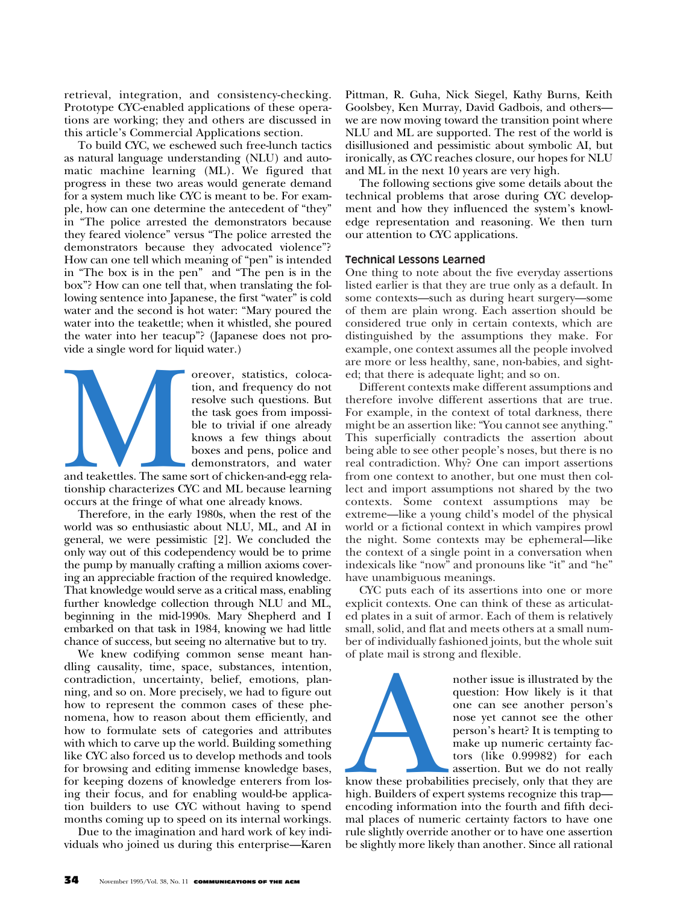retrieval, integration, and consistency-checking. Prototype CYC-enabled applications of these operations are working; they and others are discussed in this article's Commercial Applications section.

To build CYC, we eschewed such free-lunch tactics as natural language understanding (NLU) and automatic machine learning (ML). We figured that progress in these two areas would generate demand for a system much like CYC is meant to be. For example, how can one determine the antecedent of "they" in "The police arrested the demonstrators because they feared violence" versus "The police arrested the demonstrators because they advocated violence"? How can one tell which meaning of "pen" is intended in "The box is in the pen" and "The pen is in the box"? How can one tell that, when translating the following sentence into Japanese, the first "water" is cold water and the second is hot water: "Mary poured the water into the teakettle; when it whistled, she poured the water into her teacup"? (Japanese does not provide a single word for liquid water.)

Moreover, statistics, colocation, and frequency do not resolve such questions. But the task goes from impossible to trivial if one already knows a few things about boxes and pens, police and demonstrators, and water and teakettles. The same sort of chicken-and-egg relationship characterizes CYC and ML because learning occurs at the fringe of what one already knows.

Therefore, in the early 1980s, when the rest of the world was so enthusiastic about NLU, ML, and AI in general, we were pessimistic [2]. We concluded the only way out of this codependency would be to prime the pump by manually crafting a million axioms covering an appreciable fraction of the required knowledge. That knowledge would serve as a critical mass, enabling further knowledge collection through NLU and ML, beginning in the mid-1990s. Mary Shepherd and I embarked on that task in 1984, knowing we had little chance of success, but seeing no alternative but to try.

We knew codifying common sense meant handling causality, time, space, substances, intention, contradiction, uncertainty, belief, emotions, planning, and so on. More precisely, we had to figure out how to represent the common cases of these phenomena, how to reason about them efficiently, and how to formulate sets of categories and attributes with which to carve up the world. Building something like CYC also forced us to develop methods and tools for browsing and editing immense knowledge bases, for keeping dozens of knowledge enterers from losing their focus, and for enabling would-be application builders to use CYC without having to spend months coming up to speed on its internal workings.

Due to the imagination and hard work of key individuals who joined us during this enterprise—Karen Pittman, R. Guha, Nick Siegel, Kathy Burns, Keith Goolsbey, Ken Murray, David Gadbois, and others—we are now moving toward the transition point where NLU and ML are supported. The rest of the world is disillusioned and pessimistic about symbolic AI, but ironically, as CYC reaches closure, our hopes for NLU and ML in the next 10 years are very high.

The following sections give some details about the technical problems that arose during CYC development and how they influenced the system's knowledge representation and reasoning. We then turn our attention to CYC applications.

## Technical Lessons Learned

One thing to note about the five everyday assertions listed earlier is that they are true only as a default. In some contexts—such as during heart surgery—some of them are plain wrong. Each assertion should be considered true only in certain contexts, which are distinguished by the assumptions they make. For example, one context assumes all the people involved are more or less healthy, sane, non-babies, and sighted; that there is adequate light; and so on.

Different contexts make different assumptions and therefore involve different assertions that are true. For example, in the context of total darkness, there might be an assertion like: "You cannot see anything." This superficially contradicts the assertion about being able to see other people's noses, but there is no real contradiction. Why? One can import assertions from one context to another, but one must then collect and import assumptions not shared by the two contexts. Some context assumptions may be extreme—like a young child's model of the physical world or a fictional context in which vampires prowl the night. Some contexts may be ephemeral—like the context of a single point in a conversation when indexicals like "now" and pronouns like "it" and "he" have unambiguous meanings.

CYC puts each of its assertions into one or more explicit contexts. One can think of these as articulated plates in a suit of armor. Each of them is relatively small, solid, and flat and meets others at a small number of individually fashioned joints, but the whole suit of plate mail is strong and flexible.

Another issue is illustrated by the question: How likely is it that one can see another person's nose yet cannot see the other person's heart? It is tempting to make up numeric certainty factors (like 0.99982) for each assertion. But we do not really know these probabilities precisely, only that they are high. Builders of expert systems recognize this trap—encoding information into the fourth and fifth decimal places of numeric certainty factors to have one rule slightly override another or to have one assertion be slightly more likely than another. Since all rational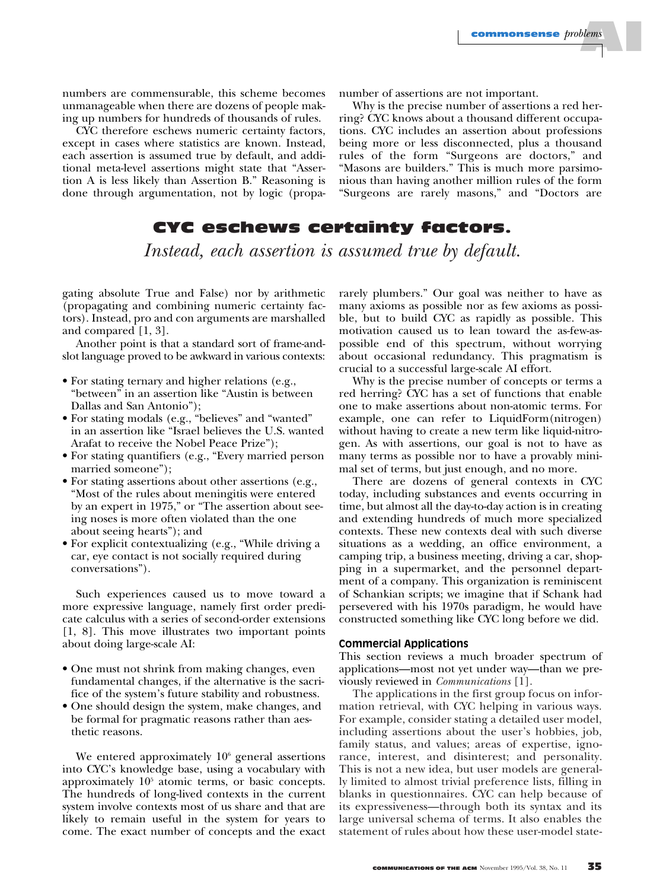numbers are commensurable, this scheme becomes unmanageable when there are dozens of people making up numbers for hundreds of thousands of rules.

CYC therefore eschews numeric certainty factors, except in cases where statistics are known. Instead, each assertion is assumed true by default, and additional meta-level assertions might state that "Assertion A is less likely than Assertion B." Reasoning is done through argumentation, not by logic (propagating absolute True and False) nor by arithmetic (propagating and combining numeric certainty factors). Instead, pro and con arguments are marshalled and compared [1, 3].

**CYC eschews certainty factors.**
*Instead, each assertion is assumed true by default.*

Another point is that a standard sort of frame-and-slot language proved to be awkward in various contexts:

- For stating ternary and higher relations (e.g., "between" in an assertion like "Austin is between Dallas and San Antonio");
- For stating modals (e.g., "believes" and "wanted" in an assertion like "Israel believes the U.S. wanted Arafat to receive the Nobel Peace Prize");
- For stating quantifiers (e.g., "Every married person married someone");
- For stating assertions about other assertions (e.g., "Most of the rules about meningitis were entered by an expert in 1975," or "The assertion about seeing noses is more often violated than the one about seeing hearts"); and
- For explicit contextualizing (e.g., "While driving a car, eye contact is not socially required during conversations").

Such experiences caused us to move toward a more expressive language, namely first order predicate calculus with a series of second-order extensions [1, 8]. This move illustrates two important points about doing large-scale AI:

- One must not shrink from making changes, even fundamental changes, if the alternative is the sacrifice of the system's future stability and robustness.
- One should design the system, make changes, and be formal for pragmatic reasons rather than aesthetic reasons.

We entered approximately $10^6$ general assertions into CYC's knowledge base, using a vocabulary with approximately $10^5$ atomic terms, or basic concepts. The hundreds of long-lived contexts in the current system involve contexts most of us share and that are likely to remain useful in the system for years to come. The exact number of concepts and the exact number of assertions are not important.

Why is the precise number of assertions a red herring? CYC knows about a thousand different occupations. CYC includes an assertion about professions being more or less disconnected, plus a thousand rules of the form "Surgeons are doctors," and "Masons are builders." This is much more parsimonious than having another million rules of the form "Surgeons are rarely masons," and "Doctors are rarely plumbers." Our goal was neither to have as many axioms as possible nor as few axioms as possible, but to build CYC as rapidly as possible. This motivation caused us to lean toward the as-few-as-possible end of this spectrum, without worrying about occasional redundancy. This pragmatism is crucial to a successful large-scale AI effort.

Why is the precise number of concepts or terms a red herring? CYC has a set of functions that enable one to make assertions about non-atomic terms. For example, one can refer to LiquidForm(nitrogen) without having to create a new term like liquid-nitrogen. As with assertions, our goal is not to have as many terms as possible nor to have a provably minimal set of terms, but just enough, and no more.

There are dozens of general contexts in CYC today, including substances and events occurring in time, but almost all the day-to-day action is in creating and extending hundreds of much more specialized contexts. These new contexts deal with such diverse situations as a wedding, an office environment, a camping trip, a business meeting, driving a car, shopping in a supermarket, and the personnel department of a company. This organization is reminiscent of Schankian scripts; we imagine that if Schank had persevered with his 1970s paradigm, he would have constructed something like CYC long before we did.

### Commercial Applications

This section reviews a much broader spectrum of applications—most not yet under way—than we previously reviewed in *Communications* [1].

The applications in the first group focus on information retrieval, with CYC helping in various ways. For example, consider stating a detailed user model, including assertions about the user's hobbies, job, family status, and values; areas of expertise, ignorance, interest, and disinterest; and personality. This is not a new idea, but user models are generally limited to almost trivial preference lists, filling in blanks in questionnaires. CYC can help because of its expressiveness—through both its syntax and its large universal schema of terms. It also enables the statement of rules about how these user-model state-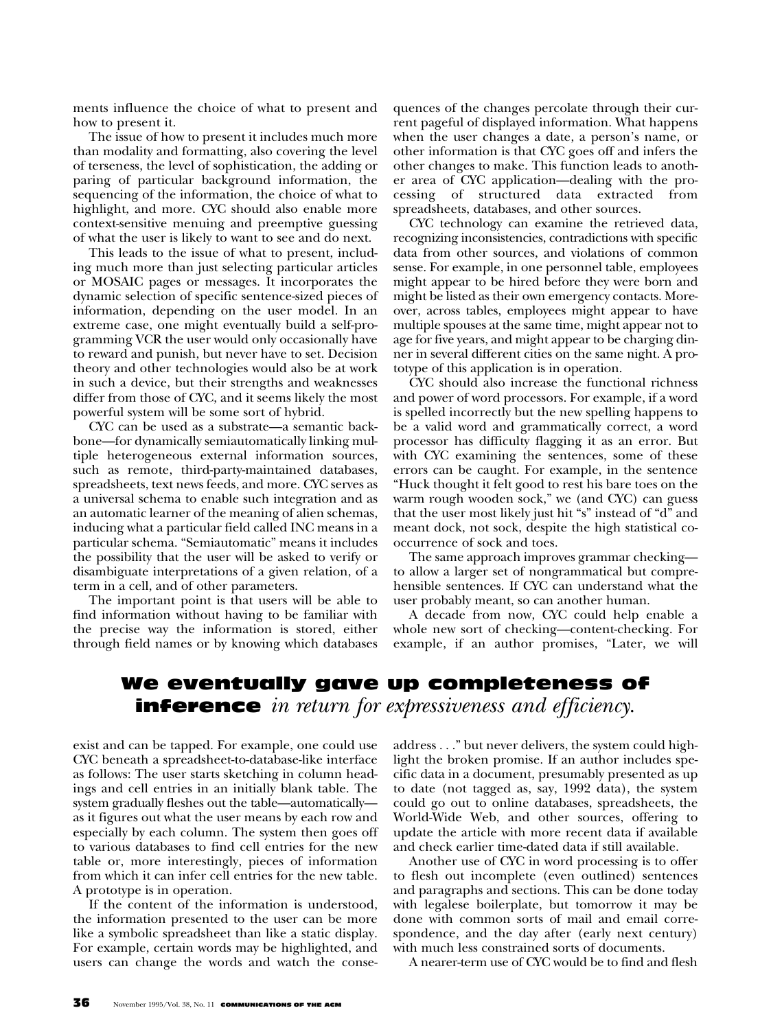ments influence the choice of what to present and how to present it.

The issue of how to present it includes much more than modality and formatting, also covering the level of terseness, the level of sophistication, the adding or paring of particular background information, the sequencing of the information, the choice of what to highlight, and more. CYC should also enable more context-sensitive menuing and preemptive guessing of what the user is likely to want to see and do next.

This leads to the issue of what to present, including much more than just selecting particular articles or MOSAIC pages or messages. It incorporates the dynamic selection of specific sentence-sized pieces of information, depending on the user model. In an extreme case, one might eventually build a self-programming VCR the user would only occasionally have to reward and punish, but never have to set. Decision theory and other technologies would also be at work in such a device, but their strengths and weaknesses differ from those of CYC, and it seems likely the most powerful system will be some sort of hybrid.

CYC can be used as a substrate—a semantic backbone—for dynamically semiautomatically linking multiple heterogeneous external information sources, such as remote, third-party-maintained databases, spreadsheets, text news feeds, and more. CYC serves as a universal schema to enable such integration and as an automatic learner of the meaning of alien schemas, inducing what a particular field called INC means in a particular schema. "Semiautomatic" means it includes the possibility that the user will be asked to verify or disambiguate interpretations of a given relation, of a term in a cell, and of other parameters.

The important point is that users will be able to find information without having to be familiar with the precise way the information is stored, either through field names or by knowing which databases exist and can be tapped. For example, one could use CYC beneath a spreadsheet-to-database-like interface as follows: The user starts sketching in column headings and cell entries in an initially blank table. The system gradually fleshes out the table—automatically—as it figures out what the user means by each row and especially by each column. The system then goes off to various databases to find cell entries for the new table or, more interestingly, pieces of information from which it can infer cell entries for the new table. A prototype is in operation.

If the content of the information is understood, the information presented to the user can be more like a symbolic spreadsheet than like a static display. For example, certain words may be highlighted, and users can change the words and watch the consequences of the changes percolate through their current pageful of displayed information. What happens when the user changes a date, a person's name, or other information is that CYC goes off and infers the other changes to make. This function leads to another area of CYC application—dealing with the processing of structured data extracted from spreadsheets, databases, and other sources.

CYC technology can examine the retrieved data, recognizing inconsistencies, contradictions with specific data from other sources, and violations of common sense. For example, in one personnel table, employees might appear to be hired before they were born and might be listed as their own emergency contacts. Moreover, across tables, employees might appear to have multiple spouses at the same time, might appear not to age for five years, and might appear to be charging dinner in several different cities on the same night. A prototype of this application is in operation.

CYC should also increase the functional richness and power of word processors. For example, if a word is spelled incorrectly but the new spelling happens to be a valid word and grammatically correct, a word processor has difficulty flagging it as an error. But with CYC examining the sentences, some of these errors can be caught. For example, in the sentence "Huck thought it felt good to rest his bare toes on the warm rough wooden sock," we (and CYC) can guess that the user most likely just hit "s" instead of "d" and meant dock, not sock, despite the high statistical co-occurrence of sock and toes.

The same approach improves grammar checking—to allow a larger set of nongrammatical but comprehensible sentences. If CYC can understand what the user probably meant, so can another human.

A decade from now, CYC could help enable a whole new sort of checking—content-checking. For example, if an author promises, "Later, we will address . . ." but never delivers, the system could highlight the broken promise. If an author includes specific data in a document, presumably presented as up to date (not tagged as, say, 1992 data), the system could go out to online databases, spreadsheets, the World-Wide Web, and other sources, offering to update the article with more recent data if available and check earlier time-dated data if still available.

Another use of CYC in word processing is to offer to flesh out incomplete (even outlined) sentences and paragraphs and sections. This can be done today with legalese boilerplate, but tomorrow it may be done with common sorts of mail and email correspondence, and the day after (early next century) with much less constrained sorts of documents.

A nearer-term use of CYC would be to find and flesh

**We eventually gave up completeness of inference** *in return for expressiveness and efficiency.*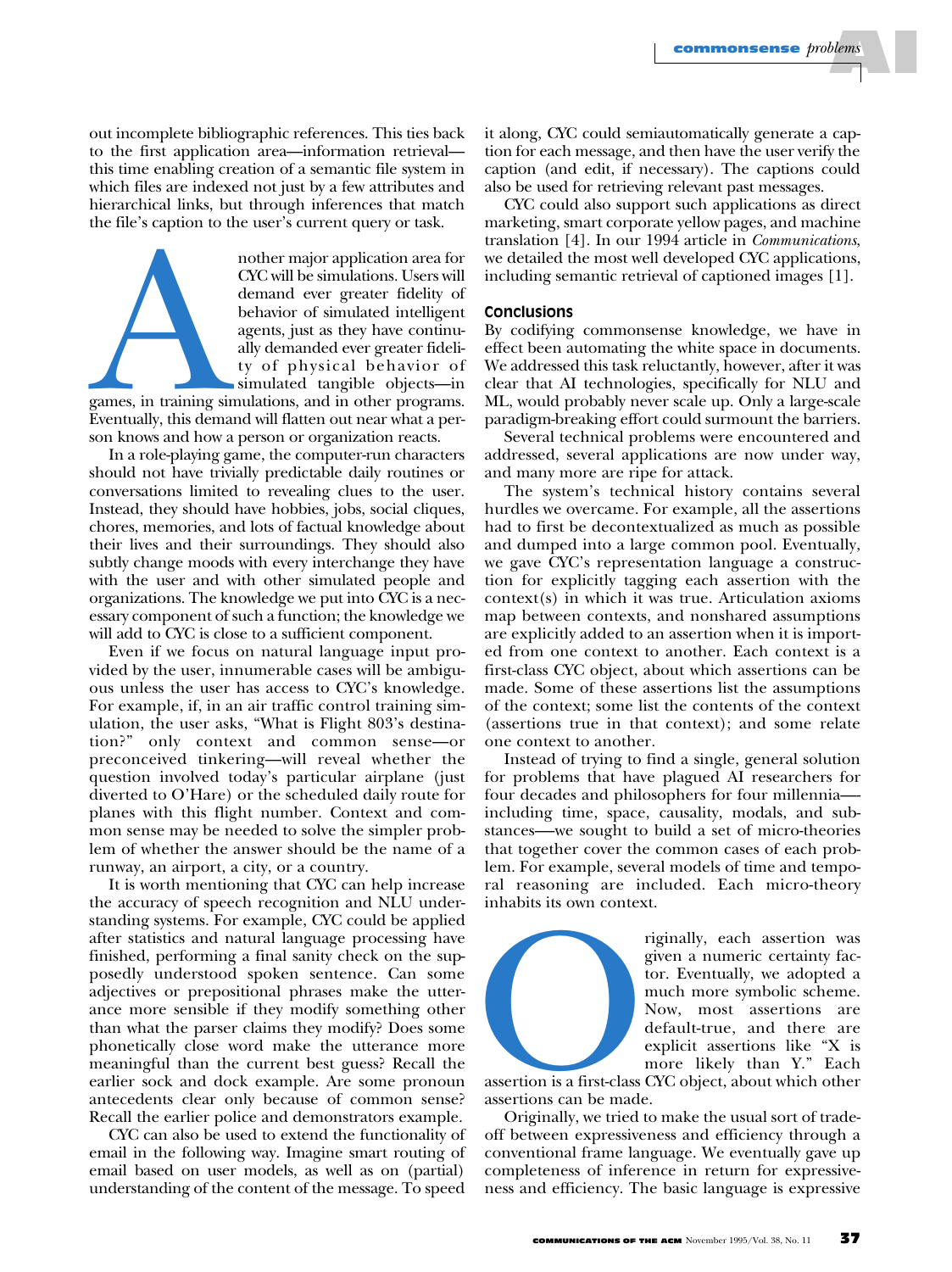out incomplete bibliographic references. This ties back to the first application area—information retrieval—this time enabling creation of a semantic file system in which files are indexed not just by a few attributes and hierarchical links, but through inferences that match the file's caption to the user's current query or task.

Another major application area for CYC will be simulations. Users will demand ever greater fidelity of behavior of simulated intelligent agents, just as they have continually demanded ever greater fidelity of physical behavior of simulated tangible objects—in games, in training simulations, and in other programs. Eventually, this demand will flatten out near what a person knows and how a person or organization reacts.

In a role-playing game, the computer-run characters should not have trivially predictable daily routines or conversations limited to revealing clues to the user. Instead, they should have hobbies, jobs, social cliques, chores, memories, and lots of factual knowledge about their lives and their surroundings. They should also subtly change moods with every interchange they have with the user and with other simulated people and organizations. The knowledge we put into CYC is a necessary component of such a function; the knowledge we will add to CYC is close to a sufficient component.

Even if we focus on natural language input provided by the user, innumerable cases will be ambiguous unless the user has access to CYC's knowledge. For example, if, in an air traffic control training simulation, the user asks, "What is Flight 803's destination?" only context and common sense—or preconceived tinkering—will reveal whether the question involved today's particular airplane (just diverted to O'Hare) or the scheduled daily route for planes with this flight number. Context and common sense may be needed to solve the simpler problem of whether the answer should be the name of a runway, an airport, a city, or a country.

It is worth mentioning that CYC can help increase the accuracy of speech recognition and NLU understanding systems. For example, CYC could be applied after statistics and natural language processing have finished, performing a final sanity check on the supposedly understood spoken sentence. Can some adjectives or prepositional phrases make the utterance more sensible if they modify something other than what the parser claims they modify? Does some phonetically close word make the utterance more meaningful than the current best guess? Recall the earlier sock and dock example. Are some pronoun antecedents clear only because of common sense? Recall the earlier police and demonstrators example.

CYC can also be used to extend the functionality of email in the following way. Imagine smart routing of email based on user models, as well as on (partial) understanding of the content of the message. To speed it along, CYC could semiautomatically generate a caption for each message, and then have the user verify the caption (and edit, if necessary). The captions could also be used for retrieving relevant past messages.

CYC could also support such applications as direct marketing, smart corporate yellow pages, and machine translation [4]. In our 1994 article in *Communications*, we detailed the most well developed CYC applications, including semantic retrieval of captioned images [1].

## Conclusions

By codifying commonsense knowledge, we have in effect been automating the white space in documents. We addressed this task reluctantly, however, after it was clear that AI technologies, specifically for NLU and ML, would probably never scale up. Only a large-scale paradigm-breaking effort could surmount the barriers.

Several technical problems were encountered and addressed, several applications are now under way, and many more are ripe for attack.

The system's technical history contains several hurdles we overcame. For example, all the assertions had to first be decontextualized as much as possible and dumped into a large common pool. Eventually, we gave CYC's representation language a construction for explicitly tagging each assertion with the context(s) in which it was true. Articulation axioms map between contexts, and nonshared assumptions are explicitly added to an assertion when it is imported from one context to another. Each context is a first-class CYC object, about which assertions can be made. Some of these assertions list the assumptions of the context; some list the contents of the context (assertions true in that context); and some relate one context to another.

Instead of trying to find a single, general solution for problems that have plagued AI researchers for four decades and philosophers for four millennia—including time, space, causality, modals, and substances—we sought to build a set of micro-theories that together cover the common cases of each problem. For example, several models of time and temporal reasoning are included. Each micro-theory inhabits its own context.

Originally, each assertion was given a numeric certainty factor. Eventually, we adopted a much more symbolic scheme. Now, most assertions are default-true, and there are explicit assertions like "X is more likely than Y." Each assertion is a first-class CYC object, about which other assertions can be made.

Originally, we tried to make the usual sort of tradeoff between expressiveness and efficiency through a conventional frame language. We eventually gave up completeness of inference in return for expressiveness and efficiency. The basic language is expressive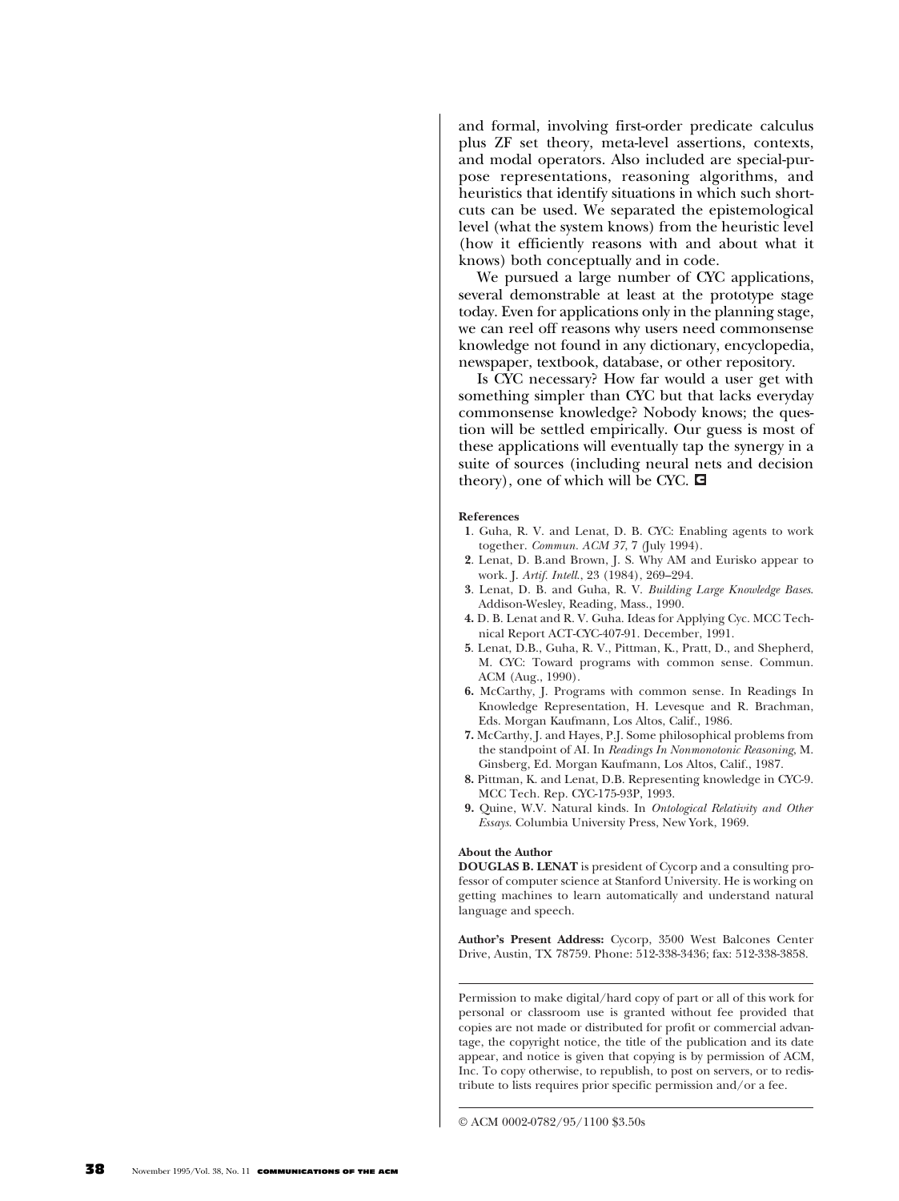and formal, involving first-order predicate calculus plus ZF set theory, meta-level assertions, contexts, and modal operators. Also included are special-purpose representations, reasoning algorithms, and heuristics that identify situations in which such shortcuts can be used. We separated the epistemological level (what the system knows) from the heuristic level (how it efficiently reasons with and about what it knows) both conceptually and in code.

We pursued a large number of CYC applications, several demonstrable at least at the prototype stage today. Even for applications only in the planning stage, we can reel off reasons why users need commonsense knowledge not found in any dictionary, encyclopedia, newspaper, textbook, database, or other repository.

Is CYC necessary? How far would a user get with something simpler than CYC but that lacks everyday commonsense knowledge? Nobody knows; the question will be settled empirically. Our guess is most of these applications will eventually tap the synergy in a suite of sources (including neural nets and decision theory), one of which will be CYC.

**References**

1. Guha, R. V. and Lenat, D. B. CYC: Enabling agents to work together. *Commun. ACM 37*, 7 (July 1994).
2. Lenat, D. B.and Brown, J. S. Why AM and Eurisko appear to work. J. *Artif. Intell.*, 23 (1984), 269–294.
3. Lenat, D. B. and Guha, R. V. *Building Large Knowledge Bases*. Addison-Wesley, Reading, Mass., 1990.
4. D. B. Lenat and R. V. Guha. Ideas for Applying Cyc. MCC Technical Report ACT-CYC-407-91. December, 1991.
5. Lenat, D.B., Guha, R. V., Pittman, K., Pratt, D., and Shepherd, M. CYC: Toward programs with common sense. Commun. ACM (Aug., 1990).
6. McCarthy, J. Programs with common sense. In Readings In Knowledge Representation, H. Levesque and R. Brachman, Eds. Morgan Kaufmann, Los Altos, Calif., 1986.
7. McCarthy, J. and Hayes, P.J. Some philosophical problems from the standpoint of AI. In *Readings In Nonmonotonic Reasoning*, M. Ginsberg, Ed. Morgan Kaufmann, Los Altos, Calif., 1987.
8. Pittman, K. and Lenat, D.B. Representing knowledge in CYC-9. MCC Tech. Rep. CYC-175-93P, 1993.
9. Quine, W.V. Natural kinds. In *Ontological Relativity and Other Essays*. Columbia University Press, New York, 1969.

**About the Author**

**DOUGLAS B. LENAT** is president of Cycorp and a consulting professor of computer science at Stanford University. He is working on getting machines to learn automatically and understand natural language and speech.

**Author's Present Address:** Cycorp, 3500 West Balcones Center Drive, Austin, TX 78759. Phone: 512-338-3436; fax: 512-338-3858.

Permission to make digital/hard copy of part or all of this work for personal or classroom use is granted without fee provided that copies are not made or distributed for profit or commercial advantage, the copyright notice, the title of the publication and its date appear, and notice is given that copying is by permission of ACM, Inc. To copy otherwise, to republish, to post on servers, or to redistribute to lists requires prior specific permission and/or a fee.

© ACM 0002-0782/95/1100 $3.50s